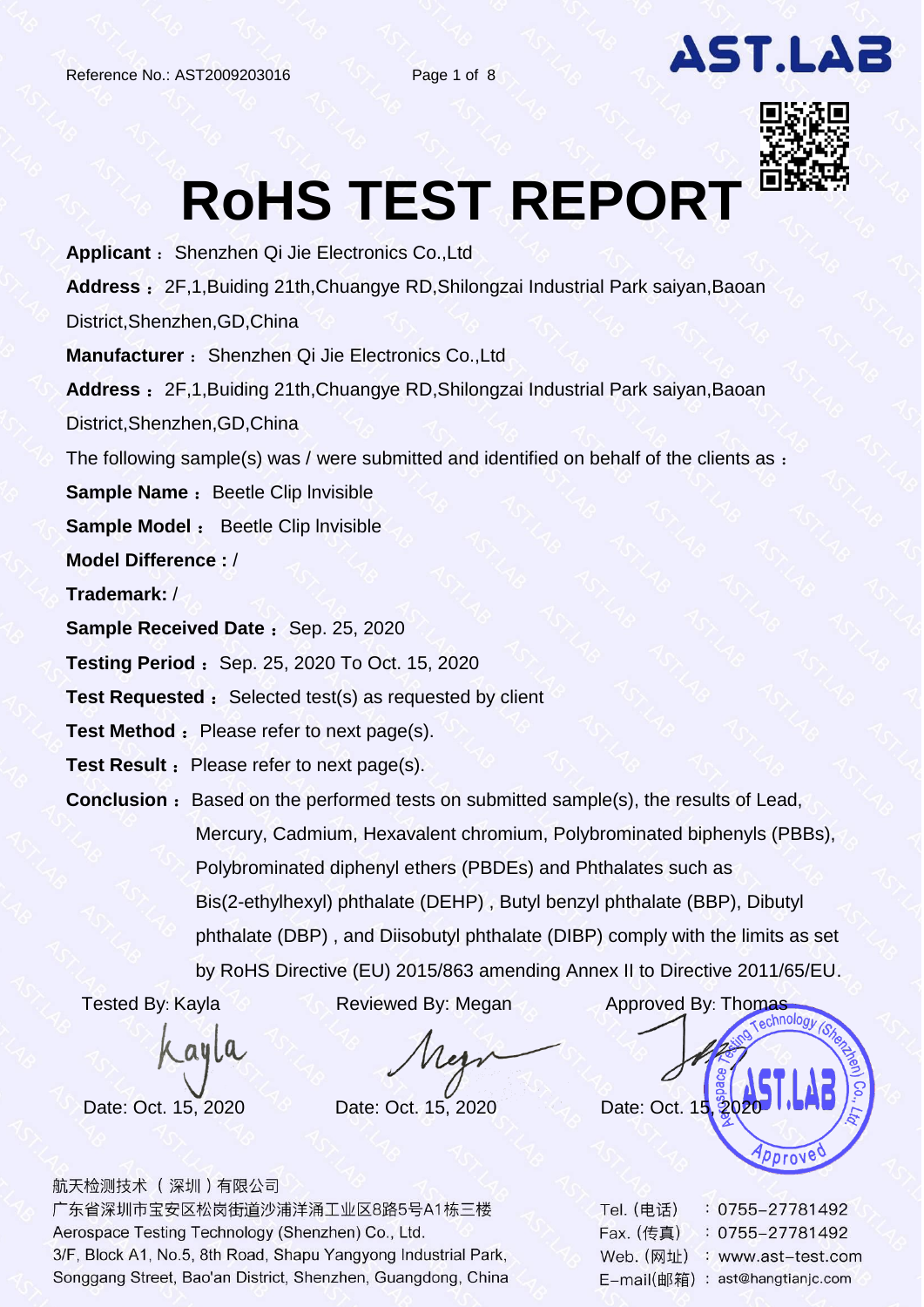Reference No.: AST2009203016

AST.LAB

# RoHS TEST REPORT

**Applicant**： Shenzhen Qi Jie Electronics Co.,Ltd

**Address**： 2F,1,Buiding 21th,Chuangye RD,Shilongzai Industrial Park saiyan,Baoan District,Shenzhen,GD,China

**Manufacturer**： Shenzhen Qi Jie Electronics Co.,Ltd

**Address**： 2F,1,Buiding 21th,Chuangye RD,Shilongzai Industrial Park saiyan,Baoan District,Shenzhen,GD,China

The following sample(s) was / were submitted and identified on behalf of the clients as：

**Sample Name**： Beetle Clip Invisible

**Sample Model**： Beetle Clip Invisible

**Model Difference :** /

**Trademark:** /

**Sample Received Date**： Sep. 25, 2020

**Testing Period**： Sep. 25, 2020 To Oct. 15, 2020

**Test Requested**： Selected test(s) as requested by client

**Test Method**： Please refer to next page(s).

**Test Result**： Please refer to next page(s).

**Conclusion**： Based on the performed tests on submitted sample(s), the results of Lead, Mercury, Cadmium, Hexavalent chromium, Polybrominated biphenyls (PBBs), Polybrominated diphenyl ethers (PBDEs) and Phthalates such as Bis(2-ethylhexyl) phthalate (DEHP) , Butyl benzyl phthalate (BBP), Dibutyl phthalate (DBP) , and Diisobutyl phthalate (DIBP) comply with the limits as set by RoHS Directive (EU) 2015/863 amending Annex II to Directive 2011/65/EU.

| Tested By: Kayla | Reviewed By: Megan | Approved By: Thomas |
|---|---|---|
| Date: Oct. 15, 2020 | Date: Oct. 15, 2020 | Date: Oct. 15, 2020 |

航天检测技术（深圳）有限公司
广东省深圳市宝安区松岗街道沙浦洋涌工业区8路5号A1栋三楼
Aerospace Testing Technology (Shenzhen) Co., Ltd.
3/F, Block A1, No.5, 8th Road, Shapu Yangyong Industrial Park, Songgang Street, Bao'an District, Shenzhen, Guangdong, China

Tel.（电话）：0755-27781492
Fax.（传真）：0755-27781492
Web.（网址）：www.ast-test.com
E-mail(邮箱)：ast@hangtianjc.com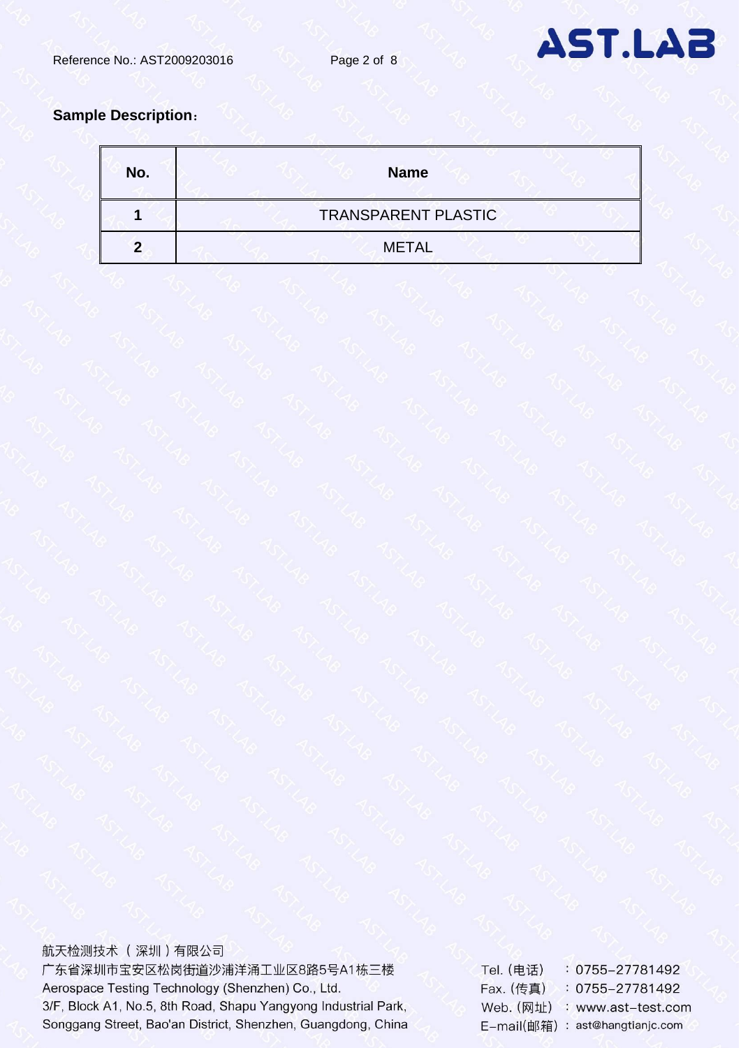**Sample Description**：

| No. | Name |
|---|---|
| 1 | TRANSPARENT PLASTIC |
| 2 | METAL |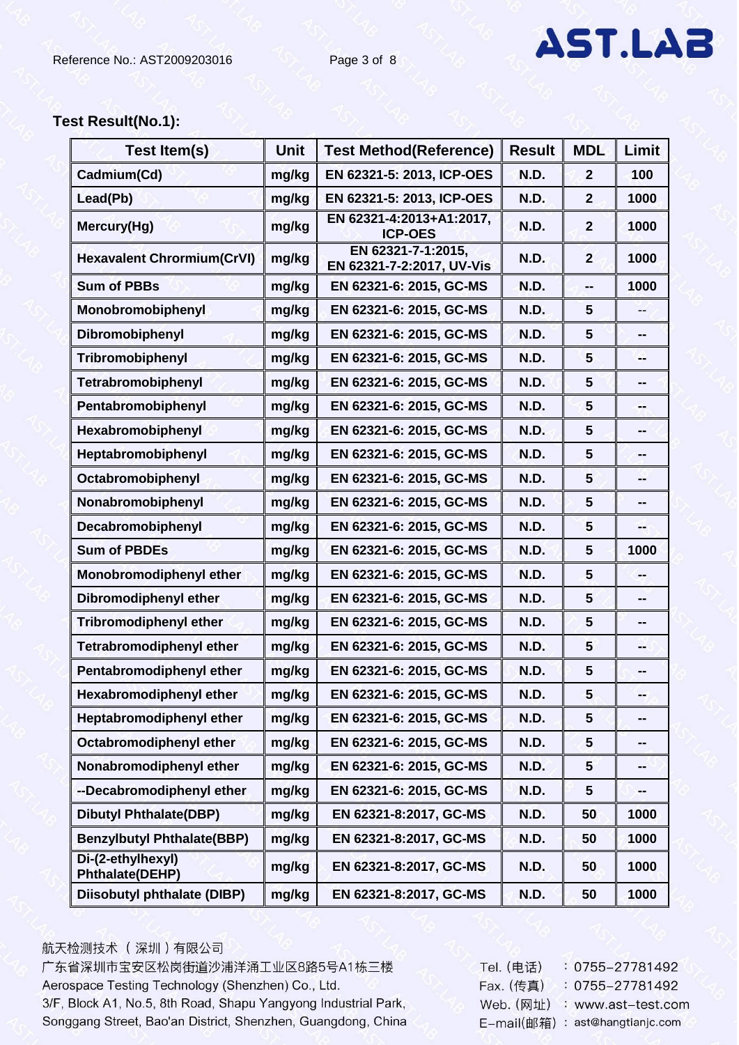Reference No.: AST2009203016

**Test Result(No.1):**

| Test Item(s) | Unit | Test Method(Reference) | Result | MDL | Limit |
|---|---|---|---|---|---|
| Cadmium(Cd) | mg/kg | EN 62321-5: 2013, ICP-OES | N.D. | 2 | 100 |
| Lead(Pb) | mg/kg | EN 62321-5: 2013, ICP-OES | N.D. | 2 | 1000 |
| Mercury(Hg) | mg/kg | EN 62321-4:2013+A1:2017, ICP-OES | N.D. | 2 | 1000 |
| Hexavalent Chrormium(CrVI) | mg/kg | EN 62321-7-1:2015, EN 62321-7-2:2017, UV-Vis | N.D. | 2 | 1000 |
| Sum of PBBs | mg/kg | EN 62321-6: 2015, GC-MS | N.D. | -- | 1000 |
| Monobromobiphenyl | mg/kg | EN 62321-6: 2015, GC-MS | N.D. | 5 | -- |
| Dibromobiphenyl | mg/kg | EN 62321-6: 2015, GC-MS | N.D. | 5 | -- |
| Tribromobiphenyl | mg/kg | EN 62321-6: 2015, GC-MS | N.D. | 5 | -- |
| Tetrabromobiphenyl | mg/kg | EN 62321-6: 2015, GC-MS | N.D. | 5 | -- |
| Pentabromobiphenyl | mg/kg | EN 62321-6: 2015, GC-MS | N.D. | 5 | -- |
| Hexabromobiphenyl | mg/kg | EN 62321-6: 2015, GC-MS | N.D. | 5 | -- |
| Heptabromobiphenyl | mg/kg | EN 62321-6: 2015, GC-MS | N.D. | 5 | -- |
| Octabromobiphenyl | mg/kg | EN 62321-6: 2015, GC-MS | N.D. | 5 | -- |
| Nonabromobiphenyl | mg/kg | EN 62321-6: 2015, GC-MS | N.D. | 5 | -- |
| Decabromobiphenyl | mg/kg | EN 62321-6: 2015, GC-MS | N.D. | 5 | -- |
| Sum of PBDEs | mg/kg | EN 62321-6: 2015, GC-MS | N.D. | 5 | 1000 |
| Monobromodiphenyl ether | mg/kg | EN 62321-6: 2015, GC-MS | N.D. | 5 | -- |
| Dibromodiphenyl ether | mg/kg | EN 62321-6: 2015, GC-MS | N.D. | 5 | -- |
| Tribromodiphenyl ether | mg/kg | EN 62321-6: 2015, GC-MS | N.D. | 5 | -- |
| Tetrabromodiphenyl ether | mg/kg | EN 62321-6: 2015, GC-MS | N.D. | 5 | -- |
| Pentabromodiphenyl ether | mg/kg | EN 62321-6: 2015, GC-MS | N.D. | 5 | -- |
| Hexabromodiphenyl ether | mg/kg | EN 62321-6: 2015, GC-MS | N.D. | 5 | -- |
| Heptabromodiphenyl ether | mg/kg | EN 62321-6: 2015, GC-MS | N.D. | 5 | -- |
| Octabromodiphenyl ether | mg/kg | EN 62321-6: 2015, GC-MS | N.D. | 5 | -- |
| Nonabromodiphenyl ether | mg/kg | EN 62321-6: 2015, GC-MS | N.D. | 5 | -- |
| --Decabromodiphenyl ether | mg/kg | EN 62321-6: 2015, GC-MS | N.D. | 5 | -- |
| Dibutyl Phthalate(DBP) | mg/kg | EN 62321-8:2017, GC-MS | N.D. | 50 | 1000 |
| Benzylbutyl Phthalate(BBP) | mg/kg | EN 62321-8:2017, GC-MS | N.D. | 50 | 1000 |
| Di-(2-ethylhexyl) Phthalate(DEHP) | mg/kg | EN 62321-8:2017, GC-MS | N.D. | 50 | 1000 |
| Diisobutyl phthalate (DIBP) | mg/kg | EN 62321-8:2017, GC-MS | N.D. | 50 | 1000 |

航天检测技术（深圳）有限公司
广东省深圳市宝安区松岗街道沙浦洋涌工业区8路5号A1栋三楼
Aerospace Testing Technology (Shenzhen) Co., Ltd.
3/F, Block A1, No.5, 8th Road, Shapu Yangyong Industrial Park, Songgang Street, Bao'an District, Shenzhen, Guangdong, China

Tel.（电话）：0755-27781492
Fax.（传真）：0755-27781492
Web.（网址）：www.ast-test.com
E-mail(邮箱)：ast@hangtianjc.com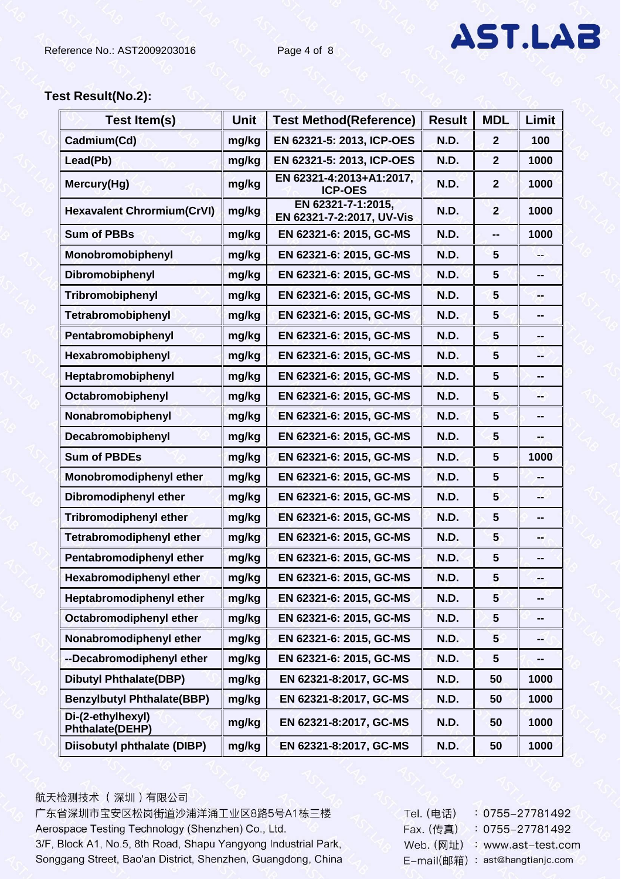**Test Result(No.2):**

| Test Item(s) | Unit | Test Method(Reference) | Result | MDL | Limit |
|---|---|---|---|---|---|
| Cadmium(Cd) | mg/kg | EN 62321-5: 2013, ICP-OES | N.D. | 2 | 100 |
| Lead(Pb) | mg/kg | EN 62321-5: 2013, ICP-OES | N.D. | 2 | 1000 |
| Mercury(Hg) | mg/kg | EN 62321-4:2013+A1:2017, ICP-OES | N.D. | 2 | 1000 |
| Hexavalent Chrormium(CrVI) | mg/kg | EN 62321-7-1:2015, EN 62321-7-2:2017, UV-Vis | N.D. | 2 | 1000 |
| Sum of PBBs | mg/kg | EN 62321-6: 2015, GC-MS | N.D. | -- | 1000 |
| Monobromobiphenyl | mg/kg | EN 62321-6: 2015, GC-MS | N.D. | 5 | -- |
| Dibromobiphenyl | mg/kg | EN 62321-6: 2015, GC-MS | N.D. | 5 | -- |
| Tribromobiphenyl | mg/kg | EN 62321-6: 2015, GC-MS | N.D. | 5 | -- |
| Tetrabromobiphenyl | mg/kg | EN 62321-6: 2015, GC-MS | N.D. | 5 | -- |
| Pentabromobiphenyl | mg/kg | EN 62321-6: 2015, GC-MS | N.D. | 5 | -- |
| Hexabromobiphenyl | mg/kg | EN 62321-6: 2015, GC-MS | N.D. | 5 | -- |
| Heptabromobiphenyl | mg/kg | EN 62321-6: 2015, GC-MS | N.D. | 5 | -- |
| Octabromobiphenyl | mg/kg | EN 62321-6: 2015, GC-MS | N.D. | 5 | -- |
| Nonabromobiphenyl | mg/kg | EN 62321-6: 2015, GC-MS | N.D. | 5 | -- |
| Decabromobiphenyl | mg/kg | EN 62321-6: 2015, GC-MS | N.D. | 5 | -- |
| Sum of PBDEs | mg/kg | EN 62321-6: 2015, GC-MS | N.D. | 5 | 1000 |
| Monobromodiphenyl ether | mg/kg | EN 62321-6: 2015, GC-MS | N.D. | 5 | -- |
| Dibromodiphenyl ether | mg/kg | EN 62321-6: 2015, GC-MS | N.D. | 5 | -- |
| Tribromodiphenyl ether | mg/kg | EN 62321-6: 2015, GC-MS | N.D. | 5 | -- |
| Tetrabromodiphenyl ether | mg/kg | EN 62321-6: 2015, GC-MS | N.D. | 5 | -- |
| Pentabromodiphenyl ether | mg/kg | EN 62321-6: 2015, GC-MS | N.D. | 5 | -- |
| Hexabromodiphenyl ether | mg/kg | EN 62321-6: 2015, GC-MS | N.D. | 5 | -- |
| Heptabromodiphenyl ether | mg/kg | EN 62321-6: 2015, GC-MS | N.D. | 5 | -- |
| Octabromodiphenyl ether | mg/kg | EN 62321-6: 2015, GC-MS | N.D. | 5 | -- |
| Nonabromodiphenyl ether | mg/kg | EN 62321-6: 2015, GC-MS | N.D. | 5 | -- |
| --Decabromodiphenyl ether | mg/kg | EN 62321-6: 2015, GC-MS | N.D. | 5 | -- |
| Dibutyl Phthalate(DBP) | mg/kg | EN 62321-8:2017, GC-MS | N.D. | 50 | 1000 |
| Benzylbutyl Phthalate(BBP) | mg/kg | EN 62321-8:2017, GC-MS | N.D. | 50 | 1000 |
| Di-(2-ethylhexyl) Phthalate(DEHP) | mg/kg | EN 62321-8:2017, GC-MS | N.D. | 50 | 1000 |
| Diisobutyl phthalate (DIBP) | mg/kg | EN 62321-8:2017, GC-MS | N.D. | 50 | 1000 |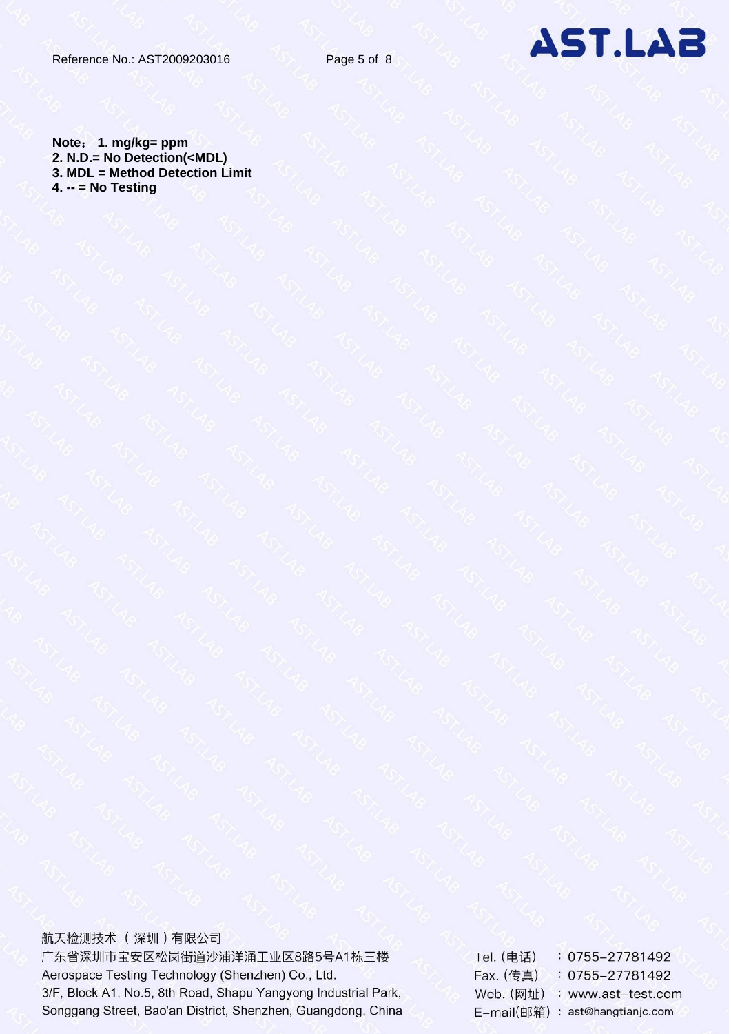**Note： 1. mg/kg= ppm**
**2. N.D.= No Detection(<MDL)**
**3. MDL = Method Detection Limit**
**4. -- = No Testing**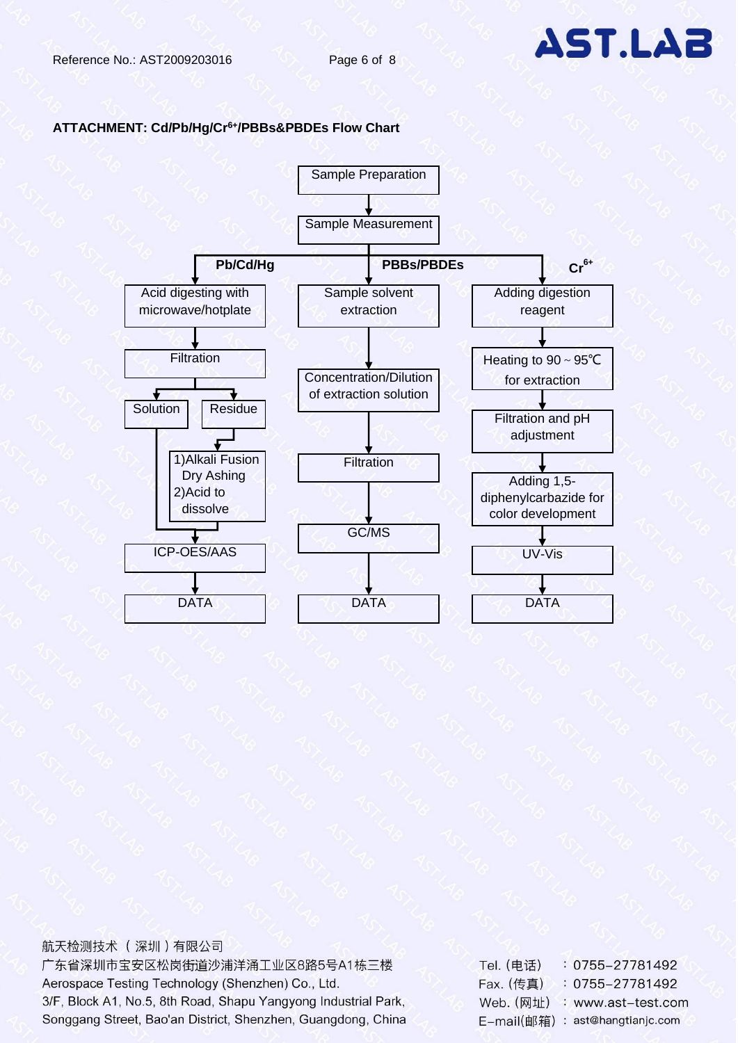**ATTACHMENT: Cd/Pb/Hg/$Cr^{6+}$/PBBs&PBDEs Flow Chart**

Sample Preparation

↓

Sample Measurement

↓

**Pb/Cd/Hg**

- Acid digesting with microwave/hotplate
- ↓ Filtration
- ↓ Solution / Residue
- Residue → 1)Alkali Fusion Dry Ashing 2)Acid to dissolve
- Solution and dissolved residue → ICP-OES/AAS
- ↓ DATA

**PBBs/PBDEs**

- Sample solvent extraction
- ↓ Concentration/Dilution of extraction solution
- ↓ Filtration
- ↓ GC/MS
- ↓ DATA

**$Cr^{6+}$**

- Adding digestion reagent
- ↓ Heating to 90 ~ 95℃ for extraction
- ↓ Filtration and pH adjustment
- ↓ Adding 1,5-diphenylcarbazide for color development
- ↓ UV-Vis
- ↓ DATA

航天检测技术（深圳）有限公司
广东省深圳市宝安区松岗街道沙浦洋涌工业区8路5号A1栋三楼
Aerospace Testing Technology (Shenzhen) Co., Ltd.
3/F, Block A1, No.5, 8th Road, Shapu Yangyong Industrial Park, Songgang Street, Bao'an District, Shenzhen, Guangdong, China

Tel.（电话）：0755-27781492
Fax.（传真）：0755-27781492
Web.（网址）：www.ast-test.com
E-mail(邮箱)：ast@hangtianjc.com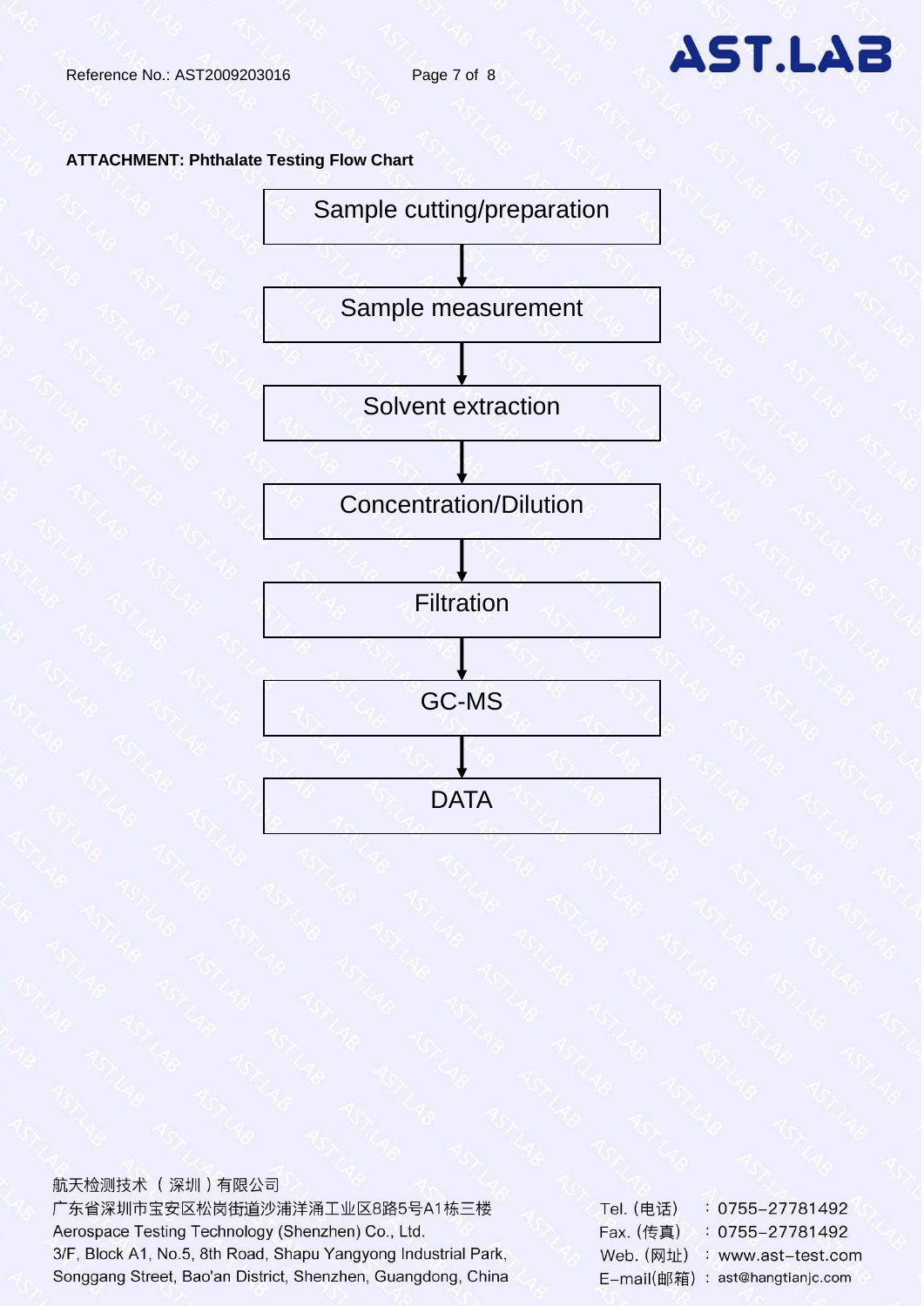**ATTACHMENT: Phthalate Testing Flow Chart**

Sample cutting/preparation

↓

Sample measurement

↓

Solvent extraction

↓

Concentration/Dilution

↓

Filtration

↓

GC-MS

↓

DATA

航天检测技术（深圳）有限公司
广东省深圳市宝安区松岗街道沙浦洋涌工业区8路5号A1栋三楼
Aerospace Testing Technology (Shenzhen) Co., Ltd.
3/F, Block A1, No.5, 8th Road, Shapu Yangyong Industrial Park,
Songgang Street, Bao'an District, Shenzhen, Guangdong, China

Tel.（电话）：0755-27781492
Fax.（传真）：0755-27781492
Web.（网址）：www.ast-test.com
E-mail(邮箱)：ast@hangtianjc.com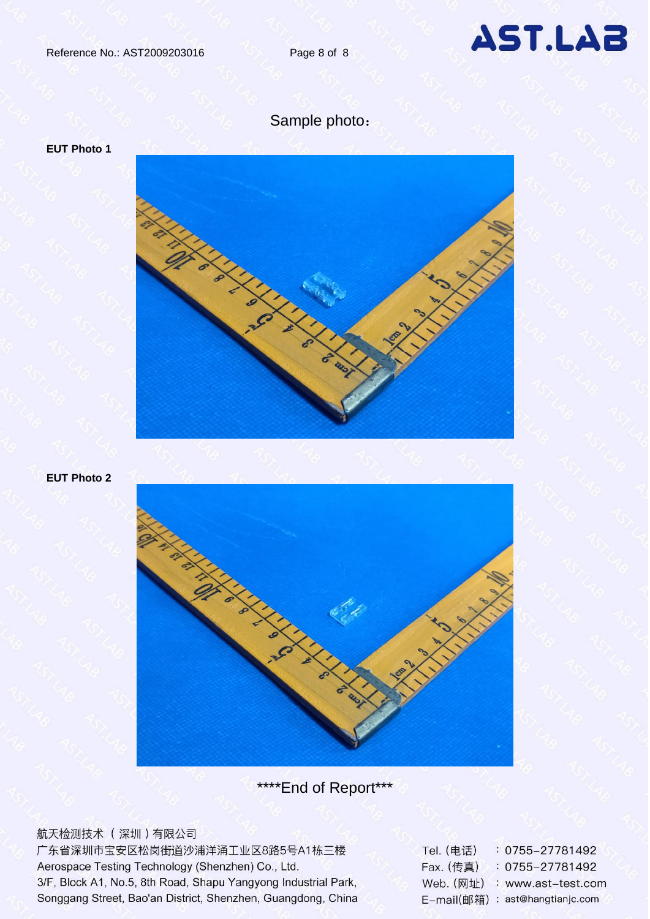Sample photo：

**EUT Photo 1**

**EUT Photo 2**

****End of Report***

航天检测技术（深圳）有限公司
广东省深圳市宝安区松岗街道沙浦洋涌工业区8路5号A1栋三楼
Aerospace Testing Technology (Shenzhen) Co., Ltd.
3/F, Block A1, No.5, 8th Road, Shapu Yangyong Industrial Park, Songgang Street, Bao'an District, Shenzhen, Guangdong, China

Tel.（电话）：0755-27781492
Fax.（传真）：0755-27781492
Web.（网址）：www.ast-test.com
E-mail(邮箱)：ast@hangtianjc.com